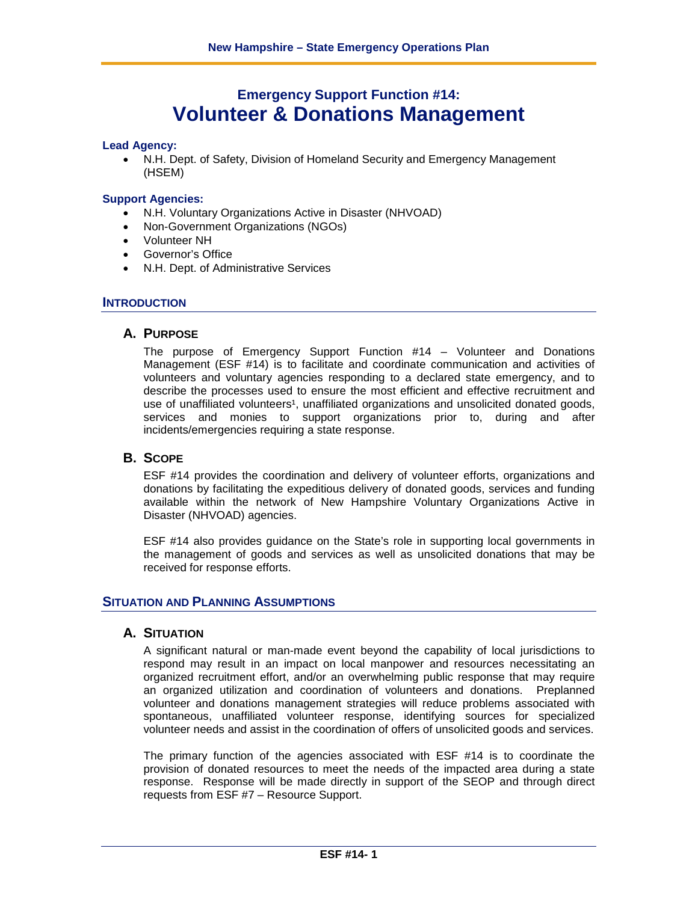# Emergency Support Function #14: Volunteer & Donations Management

**Lead Agency:**

- N.H. Dept. of Safety, Division of Homeland Security and Emergency Management (HSEM)

**Support Agencies:**

- N.H. Voluntary Organizations Active in Disaster (NHVOAD)
- Non-Government Organizations (NGOs)
- Volunteer NH
- Governor's Office
- N.H. Dept. of Administrative Services

## INTRODUCTION

### A. PURPOSE

The purpose of Emergency Support Function #14 – Volunteer and Donations Management (ESF #14) is to facilitate and coordinate communication and activities of volunteers and voluntary agencies responding to a declared state emergency, and to describe the processes used to ensure the most efficient and effective recruitment and use of unaffiliated volunteers[1], unaffiliated organizations and unsolicited donated goods, services and monies to support organizations prior to, during and after incidents/emergencies requiring a state response.

### B. SCOPE

ESF #14 provides the coordination and delivery of volunteer efforts, organizations and donations by facilitating the expeditious delivery of donated goods, services and funding available within the network of New Hampshire Voluntary Organizations Active in Disaster (NHVOAD) agencies.

ESF #14 also provides guidance on the State's role in supporting local governments in the management of goods and services as well as unsolicited donations that may be received for response efforts.

## SITUATION AND PLANNING ASSUMPTIONS

### A. SITUATION

A significant natural or man-made event beyond the capability of local jurisdictions to respond may result in an impact on local manpower and resources necessitating an organized recruitment effort, and/or an overwhelming public response that may require an organized utilization and coordination of volunteers and donations. Preplanned volunteer and donations management strategies will reduce problems associated with spontaneous, unaffiliated volunteer response, identifying sources for specialized volunteer needs and assist in the coordination of offers of unsolicited goods and services.

The primary function of the agencies associated with ESF #14 is to coordinate the provision of donated resources to meet the needs of the impacted area during a state response. Response will be made directly in support of the SEOP and through direct requests from ESF #7 – Resource Support.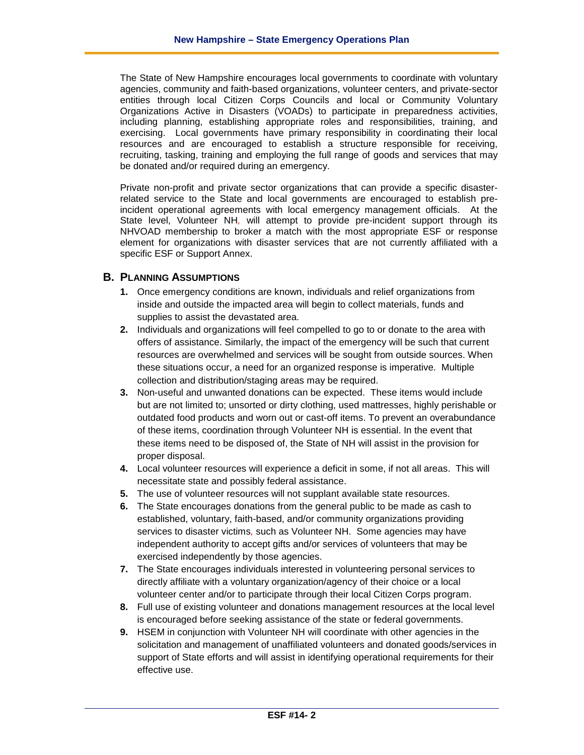The State of New Hampshire encourages local governments to coordinate with voluntary agencies, community and faith-based organizations, volunteer centers, and private-sector entities through local Citizen Corps Councils and local or Community Voluntary Organizations Active in Disasters (VOADs) to participate in preparedness activities, including planning, establishing appropriate roles and responsibilities, training, and exercising. Local governments have primary responsibility in coordinating their local resources and are encouraged to establish a structure responsible for receiving, recruiting, tasking, training and employing the full range of goods and services that may be donated and/or required during an emergency.

Private non-profit and private sector organizations that can provide a specific disaster-related service to the State and local governments are encouraged to establish pre-incident operational agreements with local emergency management officials. At the State level, Volunteer NH, will attempt to provide pre-incident support through its NHVOAD membership to broker a match with the most appropriate ESF or response element for organizations with disaster services that are not currently affiliated with a specific ESF or Support Annex.

## B. Planning Assumptions

1. Once emergency conditions are known, individuals and relief organizations from inside and outside the impacted area will begin to collect materials, funds and supplies to assist the devastated area.
2. Individuals and organizations will feel compelled to go to or donate to the area with offers of assistance. Similarly, the impact of the emergency will be such that current resources are overwhelmed and services will be sought from outside sources. When these situations occur, a need for an organized response is imperative. Multiple collection and distribution/staging areas may be required.
3. Non-useful and unwanted donations can be expected. These items would include but are not limited to; unsorted or dirty clothing, used mattresses, highly perishable or outdated food products and worn out or cast-off items. To prevent an overabundance of these items, coordination through Volunteer NH is essential. In the event that these items need to be disposed of, the State of NH will assist in the provision for proper disposal.
4. Local volunteer resources will experience a deficit in some, if not all areas. This will necessitate state and possibly federal assistance.
5. The use of volunteer resources will not supplant available state resources.
6. The State encourages donations from the general public to be made as cash to established, voluntary, faith-based, and/or community organizations providing services to disaster victims, such as Volunteer NH. Some agencies may have independent authority to accept gifts and/or services of volunteers that may be exercised independently by those agencies.
7. The State encourages individuals interested in volunteering personal services to directly affiliate with a voluntary organization/agency of their choice or a local volunteer center and/or to participate through their local Citizen Corps program.
8. Full use of existing volunteer and donations management resources at the local level is encouraged before seeking assistance of the state or federal governments.
9. HSEM in conjunction with Volunteer NH will coordinate with other agencies in the solicitation and management of unaffiliated volunteers and donated goods/services in support of State efforts and will assist in identifying operational requirements for their effective use.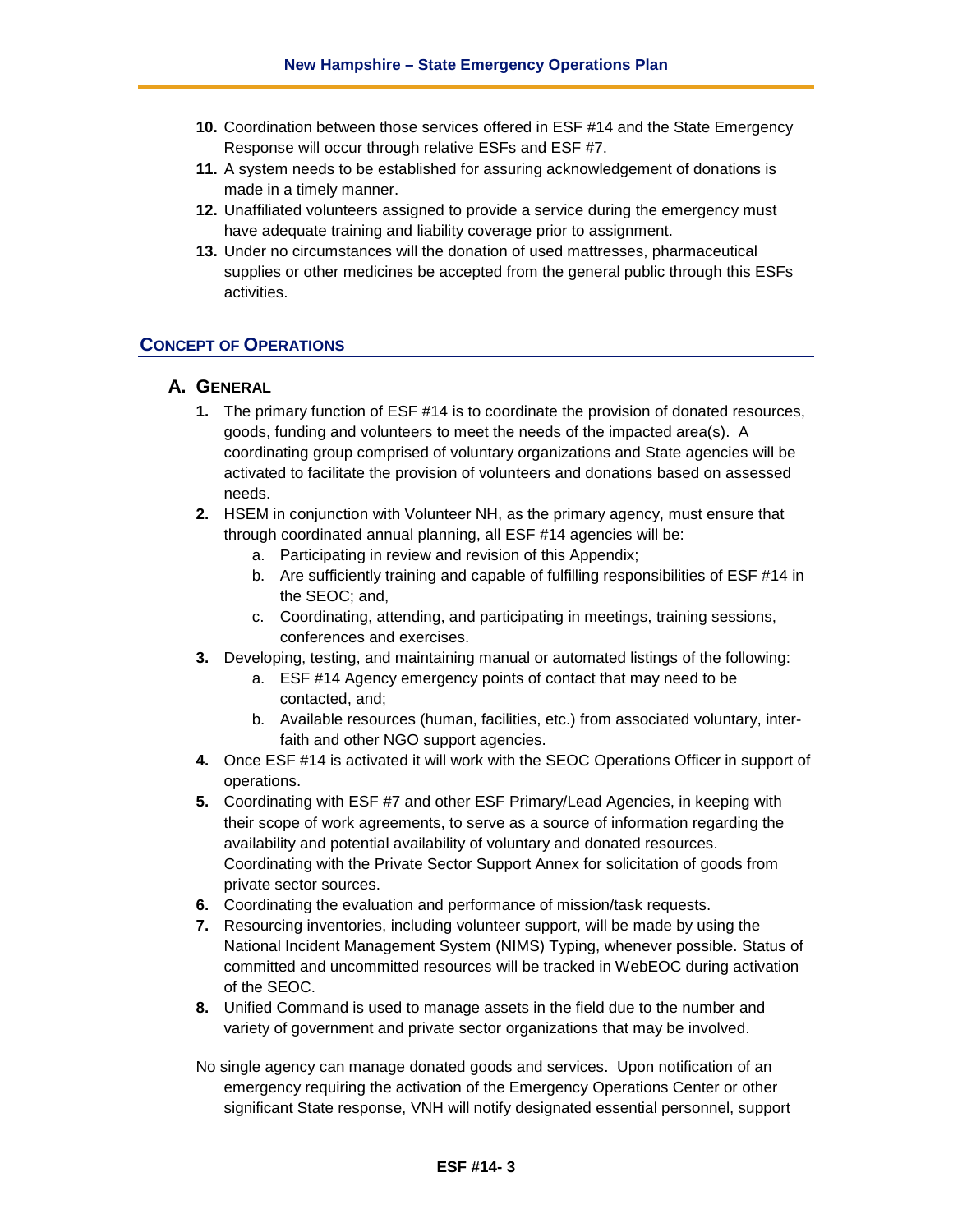10. Coordination between those services offered in ESF #14 and the State Emergency Response will occur through relative ESFs and ESF #7.
11. A system needs to be established for assuring acknowledgement of donations is made in a timely manner.
12. Unaffiliated volunteers assigned to provide a service during the emergency must have adequate training and liability coverage prior to assignment.
13. Under no circumstances will the donation of used mattresses, pharmaceutical supplies or other medicines be accepted from the general public through this ESFs activities.

## CONCEPT OF OPERATIONS

### A. GENERAL

1. The primary function of ESF #14 is to coordinate the provision of donated resources, goods, funding and volunteers to meet the needs of the impacted area(s). A coordinating group comprised of voluntary organizations and State agencies will be activated to facilitate the provision of volunteers and donations based on assessed needs.
2. HSEM in conjunction with Volunteer NH, as the primary agency, must ensure that through coordinated annual planning, all ESF #14 agencies will be:
   a. Participating in review and revision of this Appendix;
   b. Are sufficiently training and capable of fulfilling responsibilities of ESF #14 in the SEOC; and,
   c. Coordinating, attending, and participating in meetings, training sessions, conferences and exercises.
3. Developing, testing, and maintaining manual or automated listings of the following:
   a. ESF #14 Agency emergency points of contact that may need to be contacted, and;
   b. Available resources (human, facilities, etc.) from associated voluntary, inter-faith and other NGO support agencies.
4. Once ESF #14 is activated it will work with the SEOC Operations Officer in support of operations.
5. Coordinating with ESF #7 and other ESF Primary/Lead Agencies, in keeping with their scope of work agreements, to serve as a source of information regarding the availability and potential availability of voluntary and donated resources. Coordinating with the Private Sector Support Annex for solicitation of goods from private sector sources.
6. Coordinating the evaluation and performance of mission/task requests.
7. Resourcing inventories, including volunteer support, will be made by using the National Incident Management System (NIMS) Typing, whenever possible. Status of committed and uncommitted resources will be tracked in WebEOC during activation of the SEOC.
8. Unified Command is used to manage assets in the field due to the number and variety of government and private sector organizations that may be involved.

No single agency can manage donated goods and services. Upon notification of an emergency requiring the activation of the Emergency Operations Center or other significant State response, VNH will notify designated essential personnel, support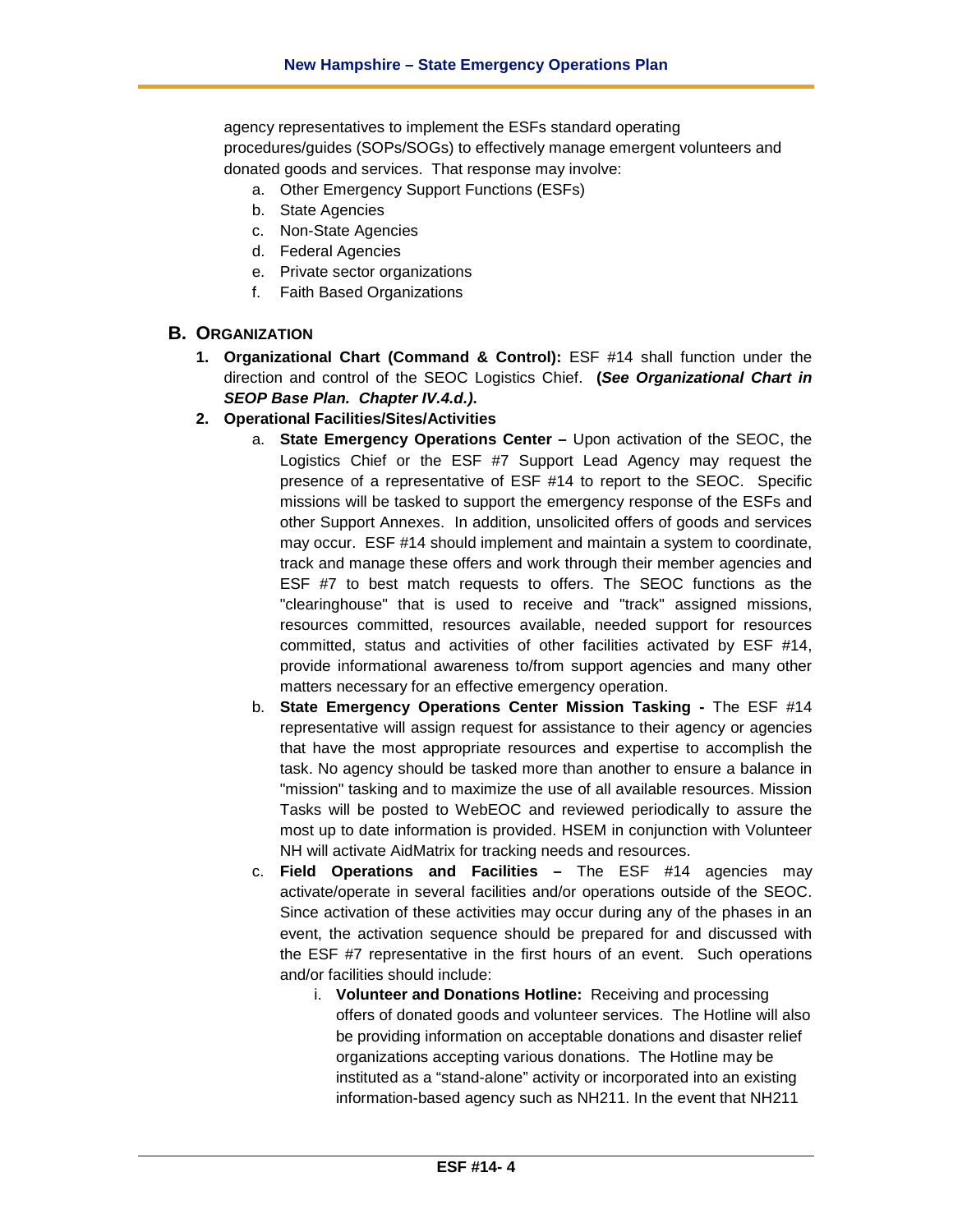agency representatives to implement the ESFs standard operating procedures/guides (SOPs/SOGs) to effectively manage emergent volunteers and donated goods and services. That response may involve:

a. Other Emergency Support Functions (ESFs)
b. State Agencies
c. Non-State Agencies
d. Federal Agencies
e. Private sector organizations
f. Faith Based Organizations

## B. ORGANIZATION

1. **Organizational Chart (Command & Control):** ESF #14 shall function under the direction and control of the SEOC Logistics Chief. **(*See Organizational Chart in SEOP Base Plan. Chapter IV.4.d.)*.**

2. **Operational Facilities/Sites/Activities**

   a. **State Emergency Operations Center –** Upon activation of the SEOC, the Logistics Chief or the ESF #7 Support Lead Agency may request the presence of a representative of ESF #14 to report to the SEOC. Specific missions will be tasked to support the emergency response of the ESFs and other Support Annexes. In addition, unsolicited offers of goods and services may occur. ESF #14 should implement and maintain a system to coordinate, track and manage these offers and work through their member agencies and ESF #7 to best match requests to offers. The SEOC functions as the "clearinghouse" that is used to receive and "track" assigned missions, resources committed, resources available, needed support for resources committed, status and activities of other facilities activated by ESF #14, provide informational awareness to/from support agencies and many other matters necessary for an effective emergency operation.

   b. **State Emergency Operations Center Mission Tasking -** The ESF #14 representative will assign request for assistance to their agency or agencies that have the most appropriate resources and expertise to accomplish the task. No agency should be tasked more than another to ensure a balance in "mission" tasking and to maximize the use of all available resources. Mission Tasks will be posted to WebEOC and reviewed periodically to assure the most up to date information is provided. HSEM in conjunction with Volunteer NH will activate AidMatrix for tracking needs and resources.

   c. **Field Operations and Facilities –** The ESF #14 agencies may activate/operate in several facilities and/or operations outside of the SEOC. Since activation of these activities may occur during any of the phases in an event, the activation sequence should be prepared for and discussed with the ESF #7 representative in the first hours of an event. Such operations and/or facilities should include:

      i. **Volunteer and Donations Hotline:** Receiving and processing offers of donated goods and volunteer services. The Hotline will also be providing information on acceptable donations and disaster relief organizations accepting various donations. The Hotline may be instituted as a "stand-alone" activity or incorporated into an existing information-based agency such as NH211. In the event that NH211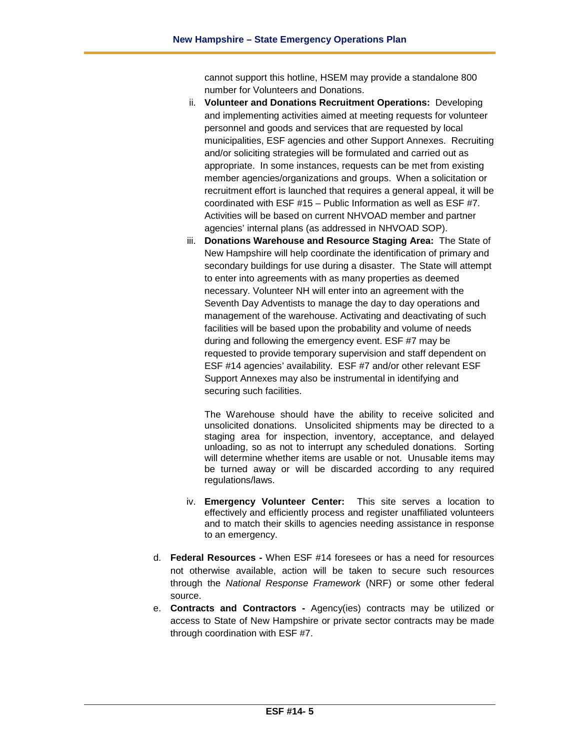cannot support this hotline, HSEM may provide a standalone 800 number for Volunteers and Donations.

ii. **Volunteer and Donations Recruitment Operations:** Developing and implementing activities aimed at meeting requests for volunteer personnel and goods and services that are requested by local municipalities, ESF agencies and other Support Annexes. Recruiting and/or soliciting strategies will be formulated and carried out as appropriate. In some instances, requests can be met from existing member agencies/organizations and groups. When a solicitation or recruitment effort is launched that requires a general appeal, it will be coordinated with ESF #15 – Public Information as well as ESF #7. Activities will be based on current NHVOAD member and partner agencies' internal plans (as addressed in NHVOAD SOP).

iii. **Donations Warehouse and Resource Staging Area:** The State of New Hampshire will help coordinate the identification of primary and secondary buildings for use during a disaster. The State will attempt to enter into agreements with as many properties as deemed necessary. Volunteer NH will enter into an agreement with the Seventh Day Adventists to manage the day to day operations and management of the warehouse. Activating and deactivating of such facilities will be based upon the probability and volume of needs during and following the emergency event. ESF #7 may be requested to provide temporary supervision and staff dependent on ESF #14 agencies' availability. ESF #7 and/or other relevant ESF Support Annexes may also be instrumental in identifying and securing such facilities.

   The Warehouse should have the ability to receive solicited and unsolicited donations. Unsolicited shipments may be directed to a staging area for inspection, inventory, acceptance, and delayed unloading, so as not to interrupt any scheduled donations. Sorting will determine whether items are usable or not. Unusable items may be turned away or will be discarded according to any required regulations/laws.

iv. **Emergency Volunteer Center:** This site serves a location to effectively and efficiently process and register unaffiliated volunteers and to match their skills to agencies needing assistance in response to an emergency.

d. **Federal Resources -** When ESF #14 foresees or has a need for resources not otherwise available, action will be taken to secure such resources through the *National Response Framework* (NRF) or some other federal source.

e. **Contracts and Contractors -** Agency(ies) contracts may be utilized or access to State of New Hampshire or private sector contracts may be made through coordination with ESF #7.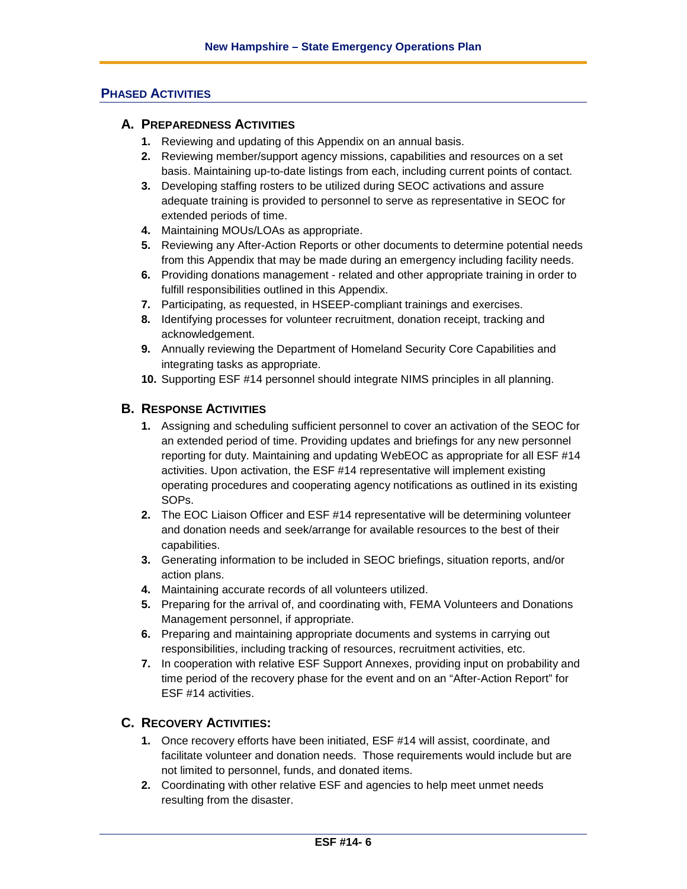## Phased Activities

### A. Preparedness Activities

1. Reviewing and updating of this Appendix on an annual basis.
2. Reviewing member/support agency missions, capabilities and resources on a set basis. Maintaining up-to-date listings from each, including current points of contact.
3. Developing staffing rosters to be utilized during SEOC activations and assure adequate training is provided to personnel to serve as representative in SEOC for extended periods of time.
4. Maintaining MOUs/LOAs as appropriate.
5. Reviewing any After-Action Reports or other documents to determine potential needs from this Appendix that may be made during an emergency including facility needs.
6. Providing donations management - related and other appropriate training in order to fulfill responsibilities outlined in this Appendix.
7. Participating, as requested, in HSEEP-compliant trainings and exercises.
8. Identifying processes for volunteer recruitment, donation receipt, tracking and acknowledgement.
9. Annually reviewing the Department of Homeland Security Core Capabilities and integrating tasks as appropriate.
10. Supporting ESF #14 personnel should integrate NIMS principles in all planning.

### B. Response Activities

1. Assigning and scheduling sufficient personnel to cover an activation of the SEOC for an extended period of time. Providing updates and briefings for any new personnel reporting for duty. Maintaining and updating WebEOC as appropriate for all ESF #14 activities. Upon activation, the ESF #14 representative will implement existing operating procedures and cooperating agency notifications as outlined in its existing SOPs.
2. The EOC Liaison Officer and ESF #14 representative will be determining volunteer and donation needs and seek/arrange for available resources to the best of their capabilities.
3. Generating information to be included in SEOC briefings, situation reports, and/or action plans.
4. Maintaining accurate records of all volunteers utilized.
5. Preparing for the arrival of, and coordinating with, FEMA Volunteers and Donations Management personnel, if appropriate.
6. Preparing and maintaining appropriate documents and systems in carrying out responsibilities, including tracking of resources, recruitment activities, etc.
7. In cooperation with relative ESF Support Annexes, providing input on probability and time period of the recovery phase for the event and on an "After-Action Report" for ESF #14 activities.

### C. Recovery Activities:

1. Once recovery efforts have been initiated, ESF #14 will assist, coordinate, and facilitate volunteer and donation needs. Those requirements would include but are not limited to personnel, funds, and donated items.
2. Coordinating with other relative ESF and agencies to help meet unmet needs resulting from the disaster.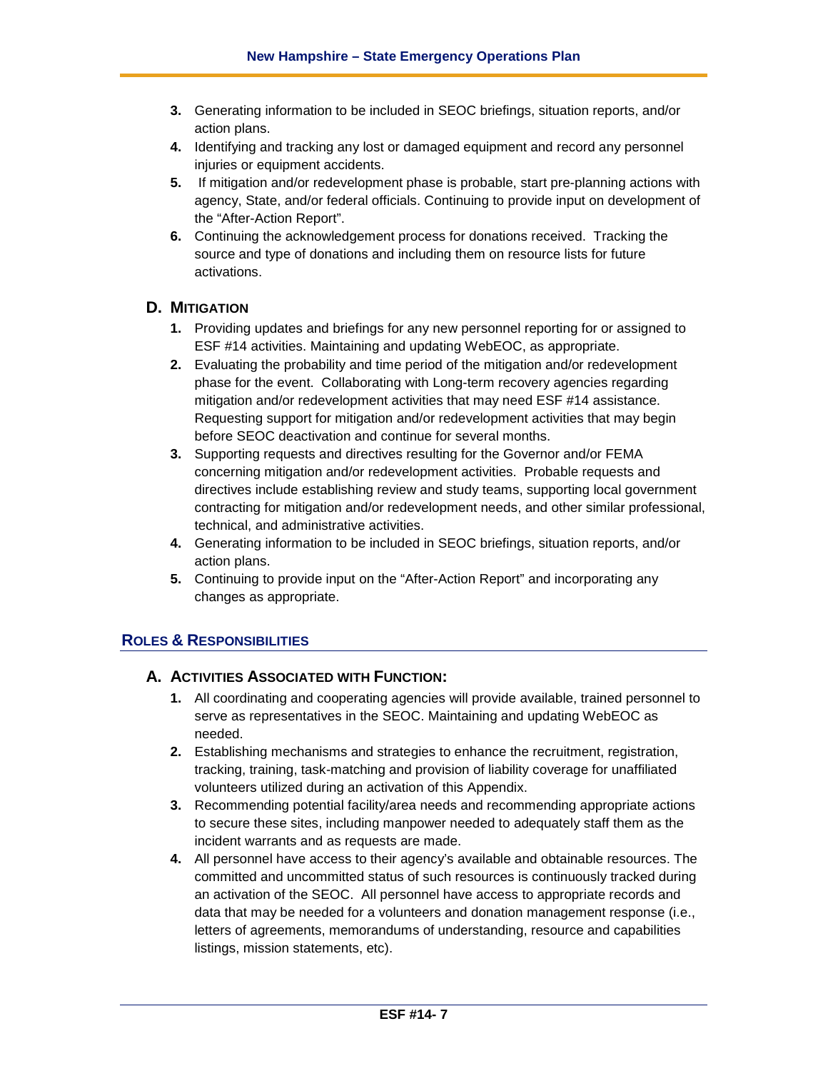3. Generating information to be included in SEOC briefings, situation reports, and/or action plans.
4. Identifying and tracking any lost or damaged equipment and record any personnel injuries or equipment accidents.
5. If mitigation and/or redevelopment phase is probable, start pre-planning actions with agency, State, and/or federal officials. Continuing to provide input on development of the "After-Action Report".
6. Continuing the acknowledgement process for donations received. Tracking the source and type of donations and including them on resource lists for future activations.

### D. Mitigation

1. Providing updates and briefings for any new personnel reporting for or assigned to ESF #14 activities. Maintaining and updating WebEOC, as appropriate.
2. Evaluating the probability and time period of the mitigation and/or redevelopment phase for the event. Collaborating with Long-term recovery agencies regarding mitigation and/or redevelopment activities that may need ESF #14 assistance. Requesting support for mitigation and/or redevelopment activities that may begin before SEOC deactivation and continue for several months.
3. Supporting requests and directives resulting for the Governor and/or FEMA concerning mitigation and/or redevelopment activities. Probable requests and directives include establishing review and study teams, supporting local government contracting for mitigation and/or redevelopment needs, and other similar professional, technical, and administrative activities.
4. Generating information to be included in SEOC briefings, situation reports, and/or action plans.
5. Continuing to provide input on the "After-Action Report" and incorporating any changes as appropriate.

## Roles & Responsibilities

### A. Activities Associated with Function:

1. All coordinating and cooperating agencies will provide available, trained personnel to serve as representatives in the SEOC. Maintaining and updating WebEOC as needed.
2. Establishing mechanisms and strategies to enhance the recruitment, registration, tracking, training, task-matching and provision of liability coverage for unaffiliated volunteers utilized during an activation of this Appendix.
3. Recommending potential facility/area needs and recommending appropriate actions to secure these sites, including manpower needed to adequately staff them as the incident warrants and as requests are made.
4. All personnel have access to their agency's available and obtainable resources. The committed and uncommitted status of such resources is continuously tracked during an activation of the SEOC. All personnel have access to appropriate records and data that may be needed for a volunteers and donation management response (i.e., letters of agreements, memorandums of understanding, resource and capabilities listings, mission statements, etc).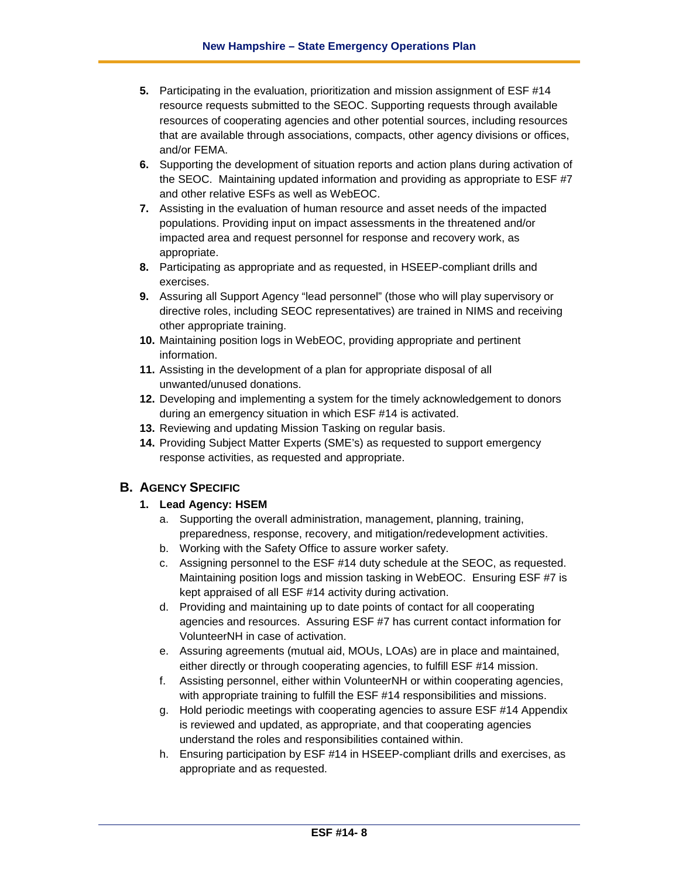5. Participating in the evaluation, prioritization and mission assignment of ESF #14 resource requests submitted to the SEOC. Supporting requests through available resources of cooperating agencies and other potential sources, including resources that are available through associations, compacts, other agency divisions or offices, and/or FEMA.
6. Supporting the development of situation reports and action plans during activation of the SEOC. Maintaining updated information and providing as appropriate to ESF #7 and other relative ESFs as well as WebEOC.
7. Assisting in the evaluation of human resource and asset needs of the impacted populations. Providing input on impact assessments in the threatened and/or impacted area and request personnel for response and recovery work, as appropriate.
8. Participating as appropriate and as requested, in HSEEP-compliant drills and exercises.
9. Assuring all Support Agency "lead personnel" (those who will play supervisory or directive roles, including SEOC representatives) are trained in NIMS and receiving other appropriate training.
10. Maintaining position logs in WebEOC, providing appropriate and pertinent information.
11. Assisting in the development of a plan for appropriate disposal of all unwanted/unused donations.
12. Developing and implementing a system for the timely acknowledgement to donors during an emergency situation in which ESF #14 is activated.
13. Reviewing and updating Mission Tasking on regular basis.
14. Providing Subject Matter Experts (SME's) as requested to support emergency response activities, as requested and appropriate.

## B. Agency Specific

### 1. Lead Agency: HSEM

a. Supporting the overall administration, management, planning, training, preparedness, response, recovery, and mitigation/redevelopment activities.

b. Working with the Safety Office to assure worker safety.

c. Assigning personnel to the ESF #14 duty schedule at the SEOC, as requested. Maintaining position logs and mission tasking in WebEOC. Ensuring ESF #7 is kept appraised of all ESF #14 activity during activation.

d. Providing and maintaining up to date points of contact for all cooperating agencies and resources. Assuring ESF #7 has current contact information for VolunteerNH in case of activation.

e. Assuring agreements (mutual aid, MOUs, LOAs) are in place and maintained, either directly or through cooperating agencies, to fulfill ESF #14 mission.

f. Assisting personnel, either within VolunteerNH or within cooperating agencies, with appropriate training to fulfill the ESF #14 responsibilities and missions.

g. Hold periodic meetings with cooperating agencies to assure ESF #14 Appendix is reviewed and updated, as appropriate, and that cooperating agencies understand the roles and responsibilities contained within.

h. Ensuring participation by ESF #14 in HSEEP-compliant drills and exercises, as appropriate and as requested.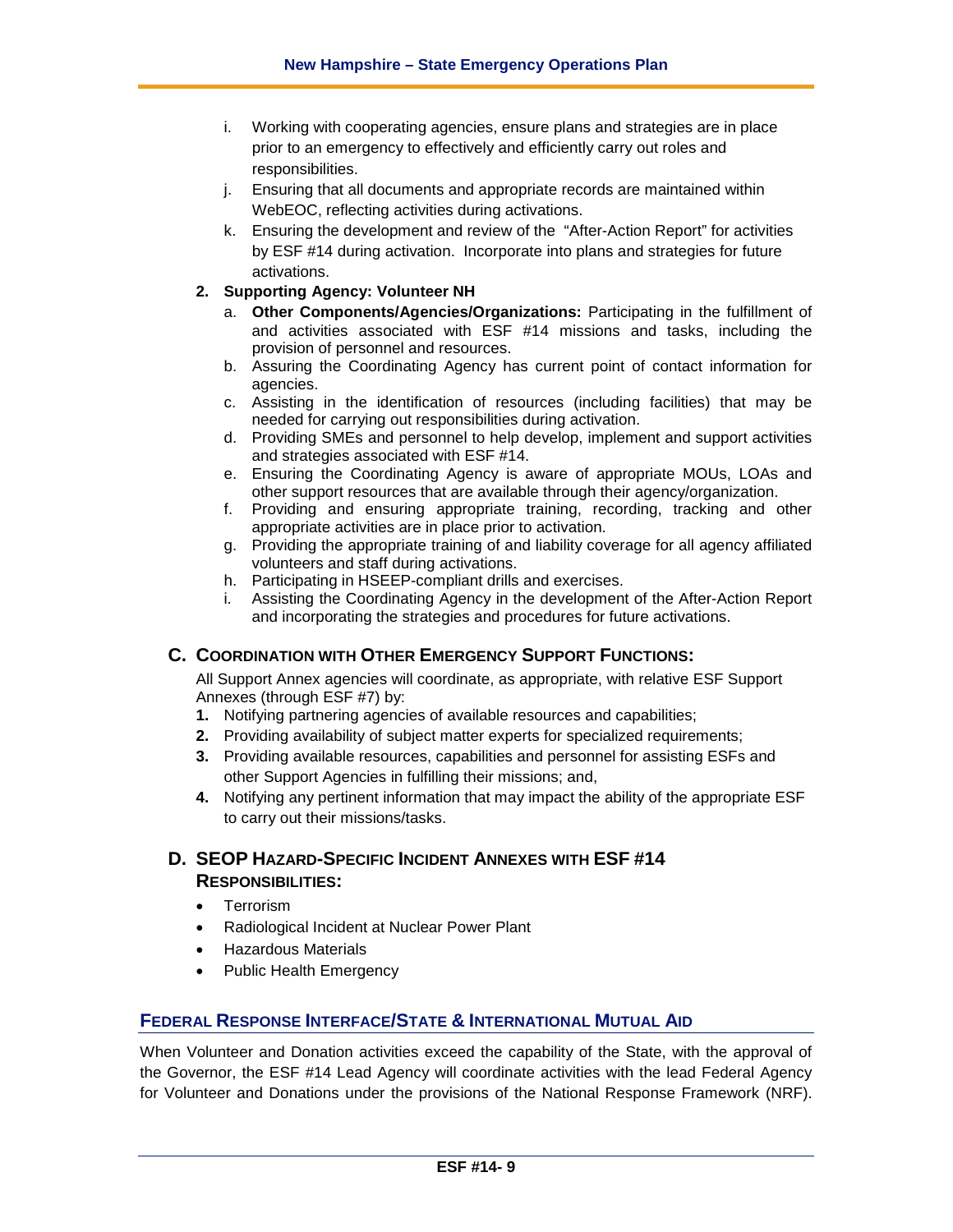i. Working with cooperating agencies, ensure plans and strategies are in place prior to an emergency to effectively and efficiently carry out roles and responsibilities.
j. Ensuring that all documents and appropriate records are maintained within WebEOC, reflecting activities during activations.
k. Ensuring the development and review of the "After-Action Report" for activities by ESF #14 during activation. Incorporate into plans and strategies for future activations.

**2. Supporting Agency: Volunteer NH**

a. **Other Components/Agencies/Organizations:** Participating in the fulfillment of and activities associated with ESF #14 missions and tasks, including the provision of personnel and resources.
b. Assuring the Coordinating Agency has current point of contact information for agencies.
c. Assisting in the identification of resources (including facilities) that may be needed for carrying out responsibilities during activation.
d. Providing SMEs and personnel to help develop, implement and support activities and strategies associated with ESF #14.
e. Ensuring the Coordinating Agency is aware of appropriate MOUs, LOAs and other support resources that are available through their agency/organization.
f. Providing and ensuring appropriate training, recording, tracking and other appropriate activities are in place prior to activation.
g. Providing the appropriate training of and liability coverage for all agency affiliated volunteers and staff during activations.
h. Participating in HSEEP-compliant drills and exercises.
i. Assisting the Coordinating Agency in the development of the After-Action Report and incorporating the strategies and procedures for future activations.

## C. Coordination with Other Emergency Support Functions:

All Support Annex agencies will coordinate, as appropriate, with relative ESF Support Annexes (through ESF #7) by:

1. Notifying partnering agencies of available resources and capabilities;
2. Providing availability of subject matter experts for specialized requirements;
3. Providing available resources, capabilities and personnel for assisting ESFs and other Support Agencies in fulfilling their missions; and,
4. Notifying any pertinent information that may impact the ability of the appropriate ESF to carry out their missions/tasks.

## D. SEOP Hazard-Specific Incident Annexes with ESF #14 Responsibilities:

- Terrorism
- Radiological Incident at Nuclear Power Plant
- Hazardous Materials
- Public Health Emergency

## Federal Response Interface/State & International Mutual Aid

When Volunteer and Donation activities exceed the capability of the State, with the approval of the Governor, the ESF #14 Lead Agency will coordinate activities with the lead Federal Agency for Volunteer and Donations under the provisions of the National Response Framework (NRF).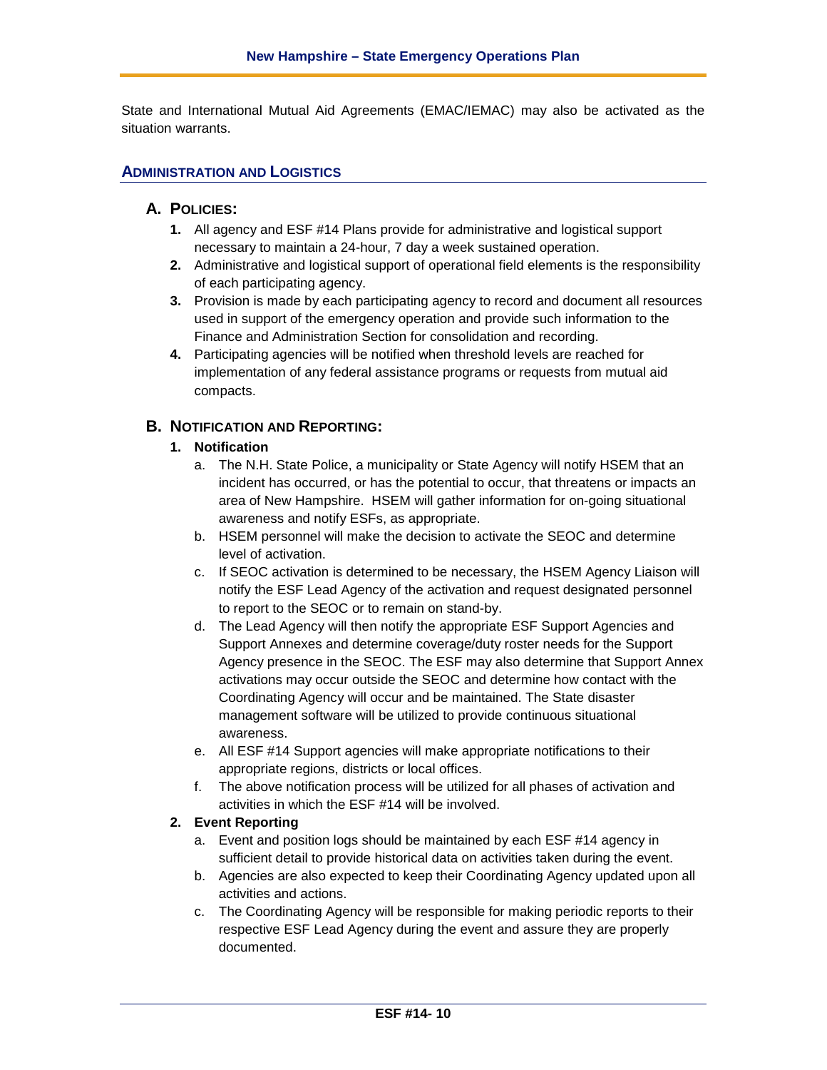State and International Mutual Aid Agreements (EMAC/IEMAC) may also be activated as the situation warrants.

## ADMINISTRATION AND LOGISTICS

### A. POLICIES:

1. All agency and ESF #14 Plans provide for administrative and logistical support necessary to maintain a 24-hour, 7 day a week sustained operation.
2. Administrative and logistical support of operational field elements is the responsibility of each participating agency.
3. Provision is made by each participating agency to record and document all resources used in support of the emergency operation and provide such information to the Finance and Administration Section for consolidation and recording.
4. Participating agencies will be notified when threshold levels are reached for implementation of any federal assistance programs or requests from mutual aid compacts.

### B. NOTIFICATION AND REPORTING:

1. **Notification**
   a. The N.H. State Police, a municipality or State Agency will notify HSEM that an incident has occurred, or has the potential to occur, that threatens or impacts an area of New Hampshire. HSEM will gather information for on-going situational awareness and notify ESFs, as appropriate.
   b. HSEM personnel will make the decision to activate the SEOC and determine level of activation.
   c. If SEOC activation is determined to be necessary, the HSEM Agency Liaison will notify the ESF Lead Agency of the activation and request designated personnel to report to the SEOC or to remain on stand-by.
   d. The Lead Agency will then notify the appropriate ESF Support Agencies and Support Annexes and determine coverage/duty roster needs for the Support Agency presence in the SEOC. The ESF may also determine that Support Annex activations may occur outside the SEOC and determine how contact with the Coordinating Agency will occur and be maintained. The State disaster management software will be utilized to provide continuous situational awareness.
   e. All ESF #14 Support agencies will make appropriate notifications to their appropriate regions, districts or local offices.
   f. The above notification process will be utilized for all phases of activation and activities in which the ESF #14 will be involved.
2. **Event Reporting**
   a. Event and position logs should be maintained by each ESF #14 agency in sufficient detail to provide historical data on activities taken during the event.
   b. Agencies are also expected to keep their Coordinating Agency updated upon all activities and actions.
   c. The Coordinating Agency will be responsible for making periodic reports to their respective ESF Lead Agency during the event and assure they are properly documented.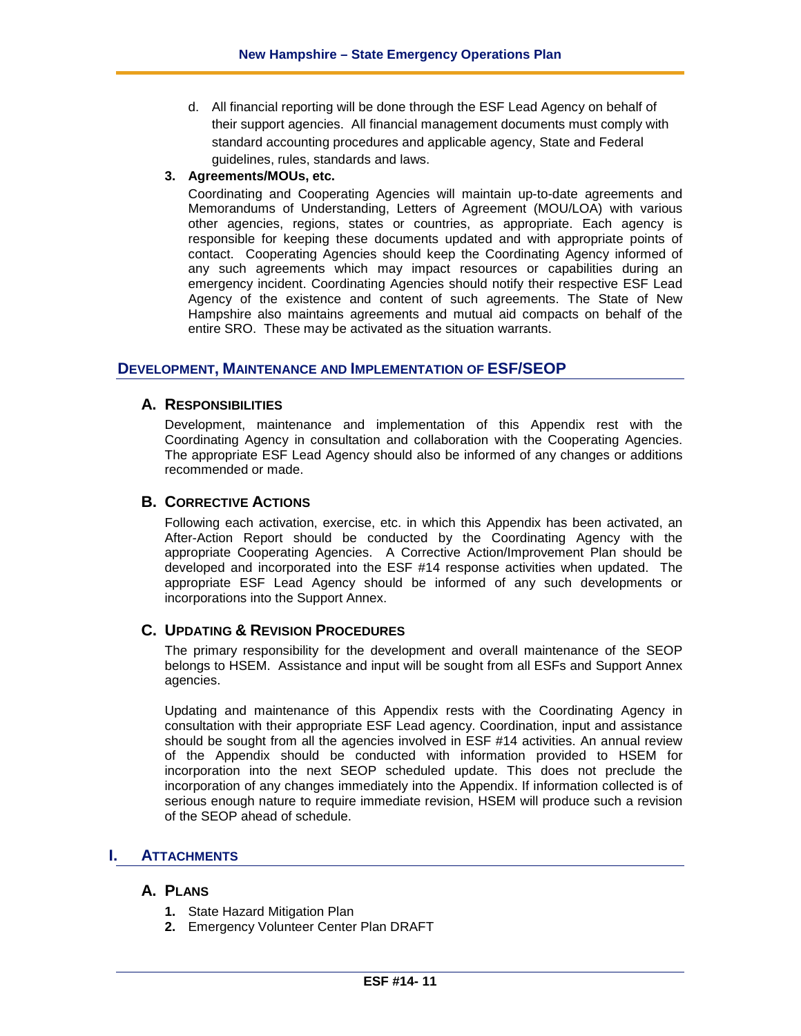d. All financial reporting will be done through the ESF Lead Agency on behalf of their support agencies. All financial management documents must comply with standard accounting procedures and applicable agency, State and Federal guidelines, rules, standards and laws.

**3. Agreements/MOUs, etc.**

Coordinating and Cooperating Agencies will maintain up-to-date agreements and Memorandums of Understanding, Letters of Agreement (MOU/LOA) with various other agencies, regions, states or countries, as appropriate. Each agency is responsible for keeping these documents updated and with appropriate points of contact. Cooperating Agencies should keep the Coordinating Agency informed of any such agreements which may impact resources or capabilities during an emergency incident. Coordinating Agencies should notify their respective ESF Lead Agency of the existence and content of such agreements. The State of New Hampshire also maintains agreements and mutual aid compacts on behalf of the entire SRO. These may be activated as the situation warrants.

## DEVELOPMENT, MAINTENANCE AND IMPLEMENTATION OF ESF/SEOP

### A. RESPONSIBILITIES

Development, maintenance and implementation of this Appendix rest with the Coordinating Agency in consultation and collaboration with the Cooperating Agencies. The appropriate ESF Lead Agency should also be informed of any changes or additions recommended or made.

### B. CORRECTIVE ACTIONS

Following each activation, exercise, etc. in which this Appendix has been activated, an After-Action Report should be conducted by the Coordinating Agency with the appropriate Cooperating Agencies. A Corrective Action/Improvement Plan should be developed and incorporated into the ESF #14 response activities when updated. The appropriate ESF Lead Agency should be informed of any such developments or incorporations into the Support Annex.

### C. UPDATING & REVISION PROCEDURES

The primary responsibility for the development and overall maintenance of the SEOP belongs to HSEM. Assistance and input will be sought from all ESFs and Support Annex agencies.

Updating and maintenance of this Appendix rests with the Coordinating Agency in consultation with their appropriate ESF Lead agency. Coordination, input and assistance should be sought from all the agencies involved in ESF #14 activities. An annual review of the Appendix should be conducted with information provided to HSEM for incorporation into the next SEOP scheduled update. This does not preclude the incorporation of any changes immediately into the Appendix. If information collected is of serious enough nature to require immediate revision, HSEM will produce such a revision of the SEOP ahead of schedule.

## I. ATTACHMENTS

### A. PLANS

1. State Hazard Mitigation Plan
2. Emergency Volunteer Center Plan DRAFT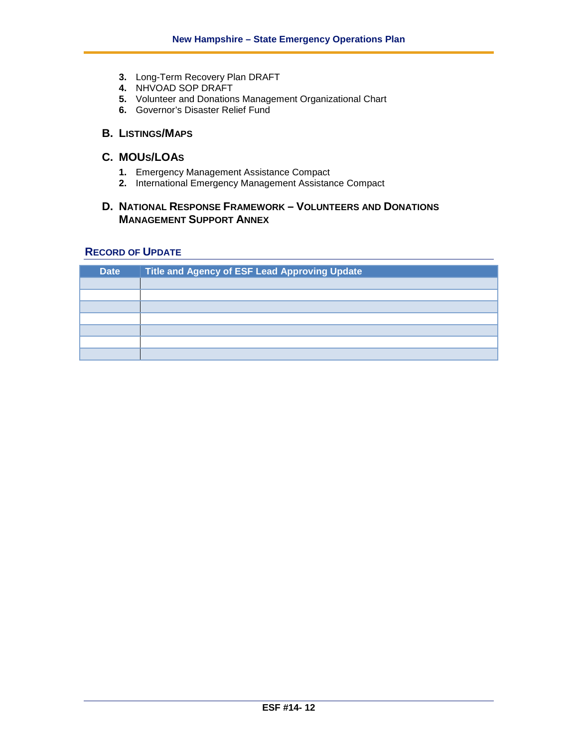3. Long-Term Recovery Plan DRAFT
4. NHVOAD SOP DRAFT
5. Volunteer and Donations Management Organizational Chart
6. Governor's Disaster Relief Fund

## B. Listings/Maps

## C. MOUs/LOAs

1. Emergency Management Assistance Compact
2. International Emergency Management Assistance Compact

## D. National Response Framework – Volunteers and Donations Management Support Annex

## Record of Update

| Date | Title and Agency of ESF Lead Approving Update |
|---|---|
| | |
| | |
| | |
| | |
| | |
| | |
| | |